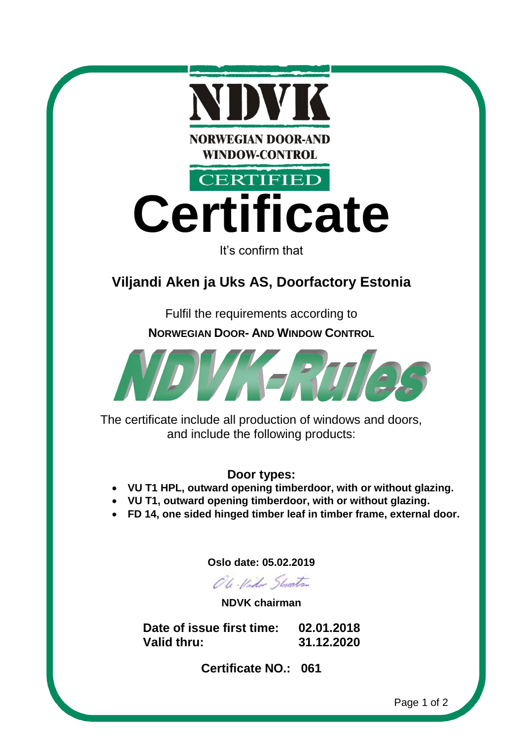NDVK

NORWEGIAN DOOR-AND WINDOW-CONTROL

CERTIFIED

# Certificate

It's confirm that

## Viljandi Aken ja Uks AS, Doorfactory Estonia

Fulfil the requirements according to

**NORWEGIAN DOOR- AND WINDOW CONTROL**

**NDVK-Rules**

The certificate include all production of windows and doors, and include the following products:

### Door types:

- **VU T1 HPL, outward opening timberdoor, with or without glazing.**
- **VU T1, outward opening timberdoor, with or without glazing.**
- **FD 14, one sided hinged timber leaf in timber frame, external door.**

**Oslo date: 05.02.2019**

Ole-Vidar Skantz

**NDVK chairman**

| | |
|---|---|
| **Date of issue first time:** | **02.01.2018** |
| **Valid thru:** | **31.12.2020** |

**Certificate NO.: 061**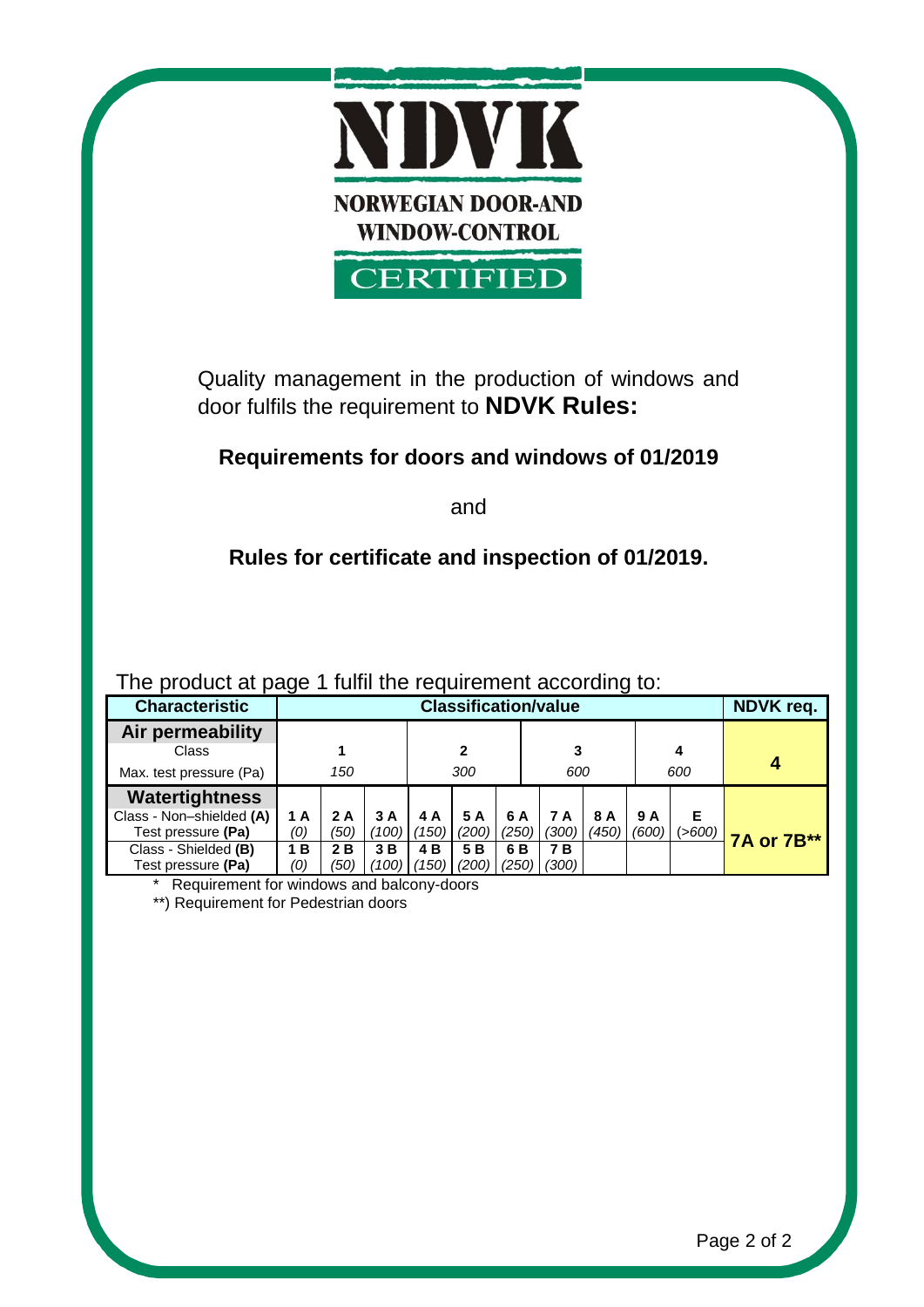# NDVK

**NORWEGIAN DOOR-AND WINDOW-CONTROL**

**CERTIFIED**

Quality management in the production of windows and door fulfils the requirement to **NDVK Rules:**

**Requirements for doors and windows of 01/2019**

and

**Rules for certificate and inspection of 01/2019.**

The product at page 1 fulfil the requirement according to:

| Characteristic | Classification/value | | | | | | | | | | NDVK req. |
|---|---|---|---|---|---|---|---|---|---|---|---|
| **Air permeability** | | | | | | | | | | | |
| Class | **1** | | | **2** | | | **3** | | **4** | | **4** |
| Max. test pressure (Pa) | *150* | | | *300* | | | *600* | | *600* | | |
| **Watertightness** | | | | | | | | | | | |
| Class - Non–shielded **(A)** | **1 A** | **2 A** | **3 A** | **4 A** | **5 A** | **6 A** | **7 A** | **8 A** | **9 A** | **E** | **7A or 7B**** |
| Test pressure **(Pa)** | *(0)* | *(50)* | *(100)* | *(150)* | *(200)* | *(250)* | *(300)* | *(450)* | *(600)* | *(>600)* | |
| Class - Shielded **(B)** | **1 B** | **2 B** | **3 B** | **4 B** | **5 B** | **6 B** | **7 B** | | | | |
| Test pressure **(Pa)** | *(0)* | *(50)* | *(100)* | *(150)* | *(200)* | *(250)* | *(300)* | | | | |

\* Requirement for windows and balcony-doors

**) Requirement for Pedestrian doors